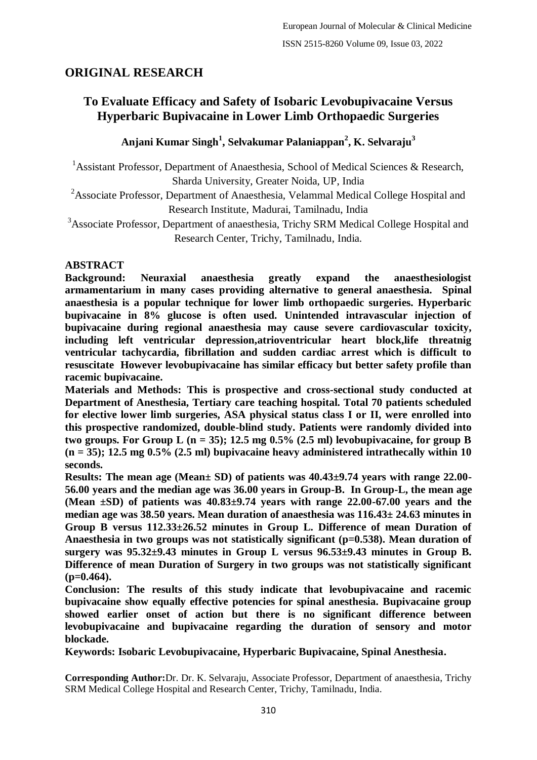## ORIGINAL RESEARCH

# To Evaluate Efficacy and Safety of Isobaric Levobupivacaine Versus Hyperbaric Bupivacaine in Lower Limb Orthopaedic Surgeries

**Anjani Kumar Singh[1], Selvakumar Palaniappan[2], K. Selvaraju[3]**

[1]Assistant Professor, Department of Anaesthesia, School of Medical Sciences & Research, Sharda University, Greater Noida, UP, India

[2]Associate Professor, Department of Anaesthesia, Velammal Medical College Hospital and Research Institute, Madurai, Tamilnadu, India

[3]Associate Professor, Department of anaesthesia, Trichy SRM Medical College Hospital and Research Center, Trichy, Tamilnadu, India.

## ABSTRACT

**Background: Neuraxial anaesthesia greatly expand the anaesthesiologist armamentarium in many cases providing alternative to general anaesthesia. Spinal anaesthesia is a popular technique for lower limb orthopaedic surgeries. Hyperbaric bupivacaine in 8% glucose is often used. Unintended intravascular injection of bupivacaine during regional anaesthesia may cause severe cardiovascular toxicity, including left ventricular depression,atrioventricular heart block,life threatnig ventricular tachycardia, fibrillation and sudden cardiac arrest which is difficult to resuscitate However levobupivacaine has similar efficacy but better safety profile than racemic bupivacaine.**

**Materials and Methods: This is prospective and cross-sectional study conducted at Department of Anesthesia, Tertiary care teaching hospital. Total 70 patients scheduled for elective lower limb surgeries, ASA physical status class I or II, were enrolled into this prospective randomized, double-blind study. Patients were randomly divided into two groups. For Group L (n = 35); 12.5 mg 0.5% (2.5 ml) levobupivacaine, for group B (n = 35); 12.5 mg 0.5% (2.5 ml) bupivacaine heavy administered intrathecally within 10 seconds.**

**Results: The mean age (Mean± SD) of patients was 40.43±9.74 years with range 22.00-56.00 years and the median age was 36.00 years in Group-B. In Group-L, the mean age (Mean ±SD) of patients was 40.83±9.74 years with range 22.00-67.00 years and the median age was 38.50 years. Mean duration of anaesthesia was 116.43± 24.63 minutes in Group B versus 112.33±26.52 minutes in Group L. Difference of mean Duration of Anaesthesia in two groups was not statistically significant (p=0.538). Mean duration of surgery was 95.32±9.43 minutes in Group L versus 96.53±9.43 minutes in Group B. Difference of mean Duration of Surgery in two groups was not statistically significant (p=0.464).**

**Conclusion: The results of this study indicate that levobupivacaine and racemic bupivacaine show equally effective potencies for spinal anesthesia. Bupivacaine group showed earlier onset of action but there is no significant difference between levobupivacaine and bupivacaine regarding the duration of sensory and motor blockade.**

**Keywords: Isobaric Levobupivacaine, Hyperbaric Bupivacaine, Spinal Anesthesia.**

**Corresponding Author:** Dr. Dr. K. Selvaraju, Associate Professor, Department of anaesthesia, Trichy SRM Medical College Hospital and Research Center, Trichy, Tamilnadu, India.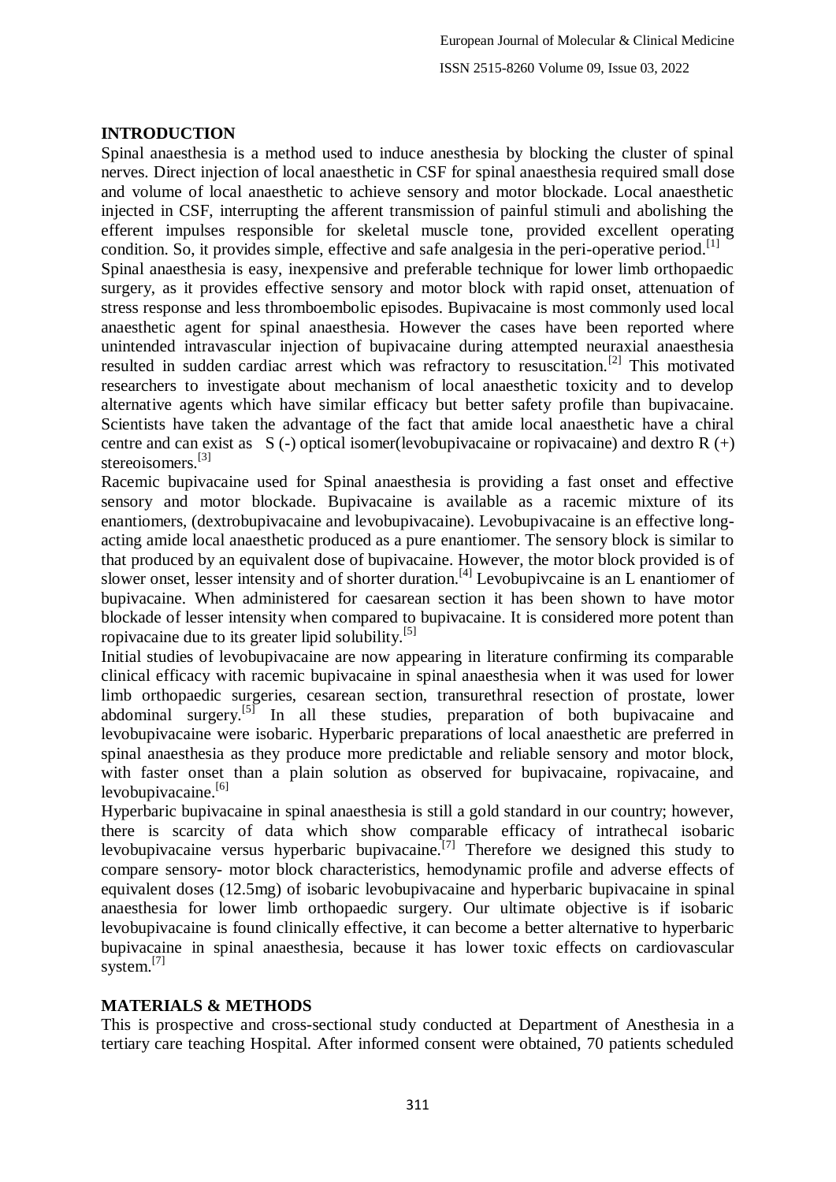## INTRODUCTION

Spinal anaesthesia is a method used to induce anesthesia by blocking the cluster of spinal nerves. Direct injection of local anaesthetic in CSF for spinal anaesthesia required small dose and volume of local anaesthetic to achieve sensory and motor blockade. Local anaesthetic injected in CSF, interrupting the afferent transmission of painful stimuli and abolishing the efferent impulses responsible for skeletal muscle tone, provided excellent operating condition. So, it provides simple, effective and safe analgesia in the peri-operative period.[1]

Spinal anaesthesia is easy, inexpensive and preferable technique for lower limb orthopaedic surgery, as it provides effective sensory and motor block with rapid onset, attenuation of stress response and less thromboembolic episodes. Bupivacaine is most commonly used local anaesthetic agent for spinal anaesthesia. However the cases have been reported where unintended intravascular injection of bupivacaine during attempted neuraxial anaesthesia resulted in sudden cardiac arrest which was refractory to resuscitation.[2] This motivated researchers to investigate about mechanism of local anaesthetic toxicity and to develop alternative agents which have similar efficacy but better safety profile than bupivacaine. Scientists have taken the advantage of the fact that amide local anaesthetic have a chiral centre and can exist as S (-) optical isomer(levobupivacaine or ropivacaine) and dextro R (+) stereoisomers.[3]

Racemic bupivacaine used for Spinal anaesthesia is providing a fast onset and effective sensory and motor blockade. Bupivacaine is available as a racemic mixture of its enantiomers, (dextrobupivacaine and levobupivacaine). Levobupivacaine is an effective long-acting amide local anaesthetic produced as a pure enantiomer. The sensory block is similar to that produced by an equivalent dose of bupivacaine. However, the motor block provided is of slower onset, lesser intensity and of shorter duration.[4] Levobupivcaine is an L enantiomer of bupivacaine. When administered for caesarean section it has been shown to have motor blockade of lesser intensity when compared to bupivacaine. It is considered more potent than ropivacaine due to its greater lipid solubility.[5]

Initial studies of levobupivacaine are now appearing in literature confirming its comparable clinical efficacy with racemic bupivacaine in spinal anaesthesia when it was used for lower limb orthopaedic surgeries, cesarean section, transurethral resection of prostate, lower abdominal surgery.[5] In all these studies, preparation of both bupivacaine and levobupivacaine were isobaric. Hyperbaric preparations of local anaesthetic are preferred in spinal anaesthesia as they produce more predictable and reliable sensory and motor block, with faster onset than a plain solution as observed for bupivacaine, ropivacaine, and levobupivacaine.[6]

Hyperbaric bupivacaine in spinal anaesthesia is still a gold standard in our country; however, there is scarcity of data which show comparable efficacy of intrathecal isobaric levobupivacaine versus hyperbaric bupivacaine.[7] Therefore we designed this study to compare sensory- motor block characteristics, hemodynamic profile and adverse effects of equivalent doses (12.5mg) of isobaric levobupivacaine and hyperbaric bupivacaine in spinal anaesthesia for lower limb orthopaedic surgery. Our ultimate objective is if isobaric levobupivacaine is found clinically effective, it can become a better alternative to hyperbaric bupivacaine in spinal anaesthesia, because it has lower toxic effects on cardiovascular system.[7]

## MATERIALS & METHODS

This is prospective and cross-sectional study conducted at Department of Anesthesia in a tertiary care teaching Hospital. After informed consent were obtained, 70 patients scheduled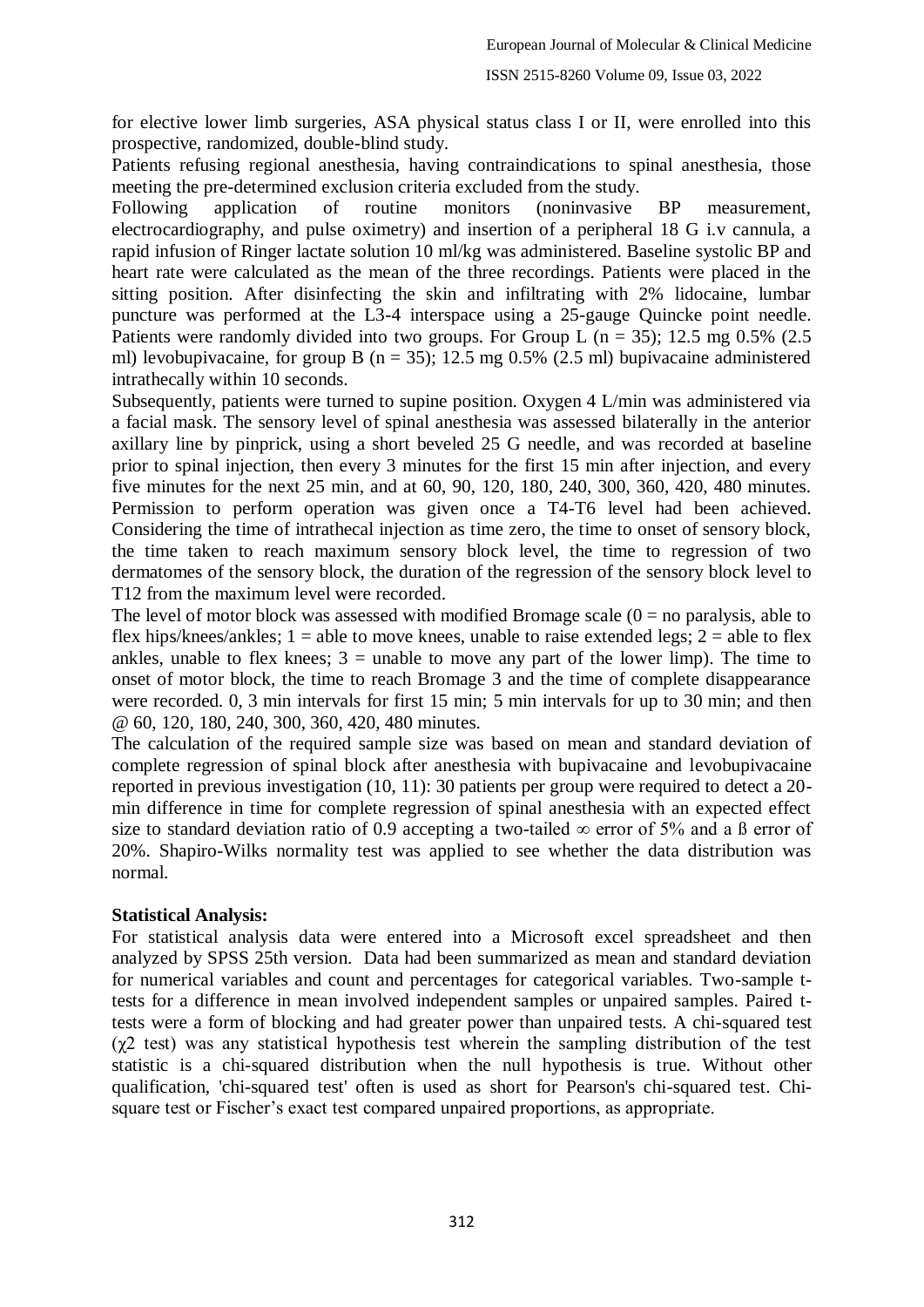for elective lower limb surgeries, ASA physical status class I or II, were enrolled into this prospective, randomized, double-blind study.

Patients refusing regional anesthesia, having contraindications to spinal anesthesia, those meeting the pre-determined exclusion criteria excluded from the study.

Following application of routine monitors (noninvasive BP measurement, electrocardiography, and pulse oximetry) and insertion of a peripheral 18 G i.v cannula, a rapid infusion of Ringer lactate solution 10 ml/kg was administered. Baseline systolic BP and heart rate were calculated as the mean of the three recordings. Patients were placed in the sitting position. After disinfecting the skin and infiltrating with 2% lidocaine, lumbar puncture was performed at the L3-4 interspace using a 25-gauge Quincke point needle. Patients were randomly divided into two groups. For Group L (n = 35); 12.5 mg 0.5% (2.5 ml) levobupivacaine, for group B (n = 35); 12.5 mg 0.5% (2.5 ml) bupivacaine administered intrathecally within 10 seconds.

Subsequently, patients were turned to supine position. Oxygen 4 L/min was administered via a facial mask. The sensory level of spinal anesthesia was assessed bilaterally in the anterior axillary line by pinprick, using a short beveled 25 G needle, and was recorded at baseline prior to spinal injection, then every 3 minutes for the first 15 min after injection, and every five minutes for the next 25 min, and at 60, 90, 120, 180, 240, 300, 360, 420, 480 minutes. Permission to perform operation was given once a T4-T6 level had been achieved. Considering the time of intrathecal injection as time zero, the time to onset of sensory block, the time taken to reach maximum sensory block level, the time to regression of two dermatomes of the sensory block, the duration of the regression of the sensory block level to T12 from the maximum level were recorded.

The level of motor block was assessed with modified Bromage scale (0 = no paralysis, able to flex hips/knees/ankles; 1 = able to move knees, unable to raise extended legs; 2 = able to flex ankles, unable to flex knees; 3 = unable to move any part of the lower limp). The time to onset of motor block, the time to reach Bromage 3 and the time of complete disappearance were recorded. 0, 3 min intervals for first 15 min; 5 min intervals for up to 30 min; and then @ 60, 120, 180, 240, 300, 360, 420, 480 minutes.

The calculation of the required sample size was based on mean and standard deviation of complete regression of spinal block after anesthesia with bupivacaine and levobupivacaine reported in previous investigation (10, 11): 30 patients per group were required to detect a 20-min difference in time for complete regression of spinal anesthesia with an expected effect size to standard deviation ratio of 0.9 accepting a two-tailed $\infty$ error of 5% and a ß error of 20%. Shapiro-Wilks normality test was applied to see whether the data distribution was normal.

**Statistical Analysis:**

For statistical analysis data were entered into a Microsoft excel spreadsheet and then analyzed by SPSS 25th version. Data had been summarized as mean and standard deviation for numerical variables and count and percentages for categorical variables. Two-sample t-tests for a difference in mean involved independent samples or unpaired samples. Paired t-tests were a form of blocking and had greater power than unpaired tests. A chi-squared test ($\chi 2$ test) was any statistical hypothesis test wherein the sampling distribution of the test statistic is a chi-squared distribution when the null hypothesis is true. Without other qualification, 'chi-squared test' often is used as short for Pearson's chi-squared test. Chi-square test or Fischer's exact test compared unpaired proportions, as appropriate.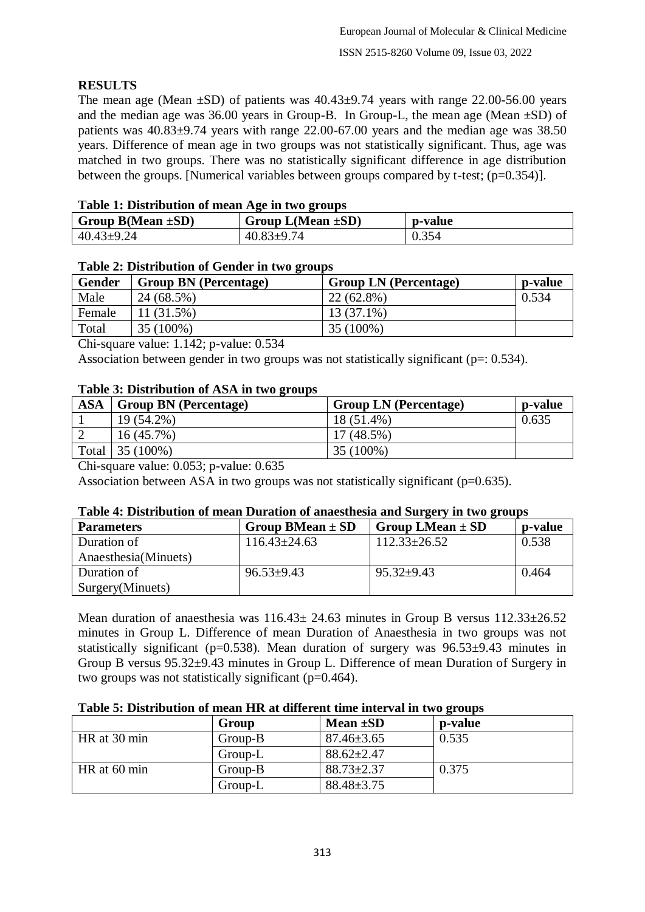## RESULTS

The mean age (Mean ±SD) of patients was 40.43±9.74 years with range 22.00-56.00 years and the median age was 36.00 years in Group-B. In Group-L, the mean age (Mean ±SD) of patients was 40.83±9.74 years with range 22.00-67.00 years and the median age was 38.50 years. Difference of mean age in two groups was not statistically significant. Thus, age was matched in two groups. There was no statistically significant difference in age distribution between the groups. [Numerical variables between groups compared by t-test; (p=0.354)].

**Table 1: Distribution of mean Age in two groups**

| Group B(Mean ±SD) | Group L(Mean ±SD) | p-value |
|---|---|---|
| 40.43±9.24 | 40.83±9.74 | 0.354 |

**Table 2: Distribution of Gender in two groups**

| Gender | Group BN (Percentage) | Group LN (Percentage) | p-value |
|---|---|---|---|
| Male | 24 (68.5%) | 22 (62.8%) | 0.534 |
| Female | 11 (31.5%) | 13 (37.1%) | |
| Total | 35 (100%) | 35 (100%) | |

Chi-square value: 1.142; p-value: 0.534

Association between gender in two groups was not statistically significant (p=: 0.534).

**Table 3: Distribution of ASA in two groups**

| ASA | Group BN (Percentage) | Group LN (Percentage) | p-value |
|---|---|---|---|
| 1 | 19 (54.2%) | 18 (51.4%) | 0.635 |
| 2 | 16 (45.7%) | 17 (48.5%) | |
| Total | 35 (100%) | 35 (100%) | |

Chi-square value: 0.053; p-value: 0.635

Association between ASA in two groups was not statistically significant (p=0.635).

**Table 4: Distribution of mean Duration of anaesthesia and Surgery in two groups**

| Parameters | Group BMean ± SD | Group LMean ± SD | p-value |
|---|---|---|---|
| Duration of Anaesthesia(Minuets) | 116.43±24.63 | 112.33±26.52 | 0.538 |
| Duration of Surgery(Minuets) | 96.53±9.43 | 95.32±9.43 | 0.464 |

Mean duration of anaesthesia was 116.43± 24.63 minutes in Group B versus 112.33±26.52 minutes in Group L. Difference of mean Duration of Anaesthesia in two groups was not statistically significant (p=0.538). Mean duration of surgery was 96.53±9.43 minutes in Group B versus 95.32±9.43 minutes in Group L. Difference of mean Duration of Surgery in two groups was not statistically significant (p=0.464).

**Table 5: Distribution of mean HR at different time interval in two groups**

| | Group | Mean ±SD | p-value |
|---|---|---|---|
| HR at 30 min | Group-B | 87.46±3.65 | 0.535 |
| | Group-L | 88.62±2.47 | |
| HR at 60 min | Group-B | 88.73±2.37 | 0.375 |
| | Group-L | 88.48±3.75 | |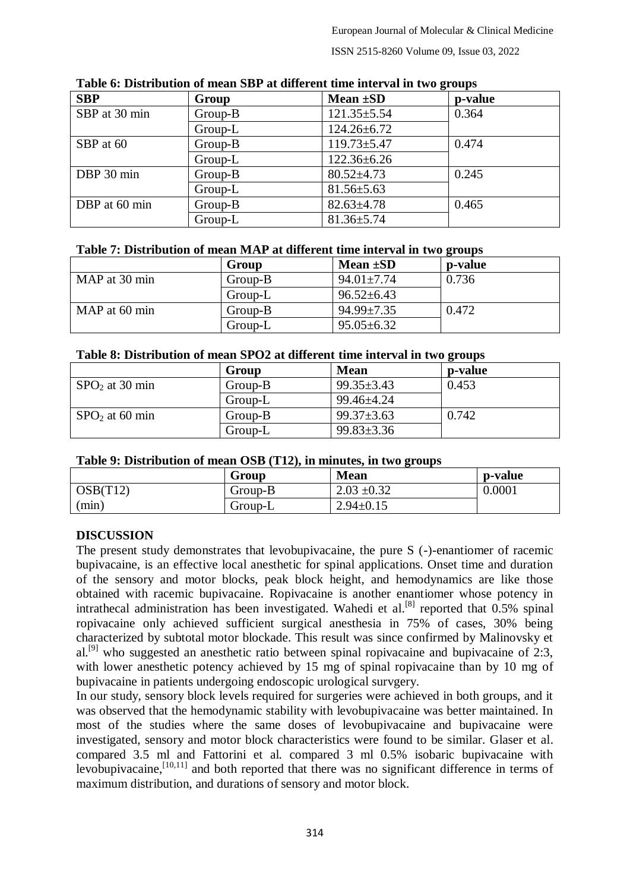**Table 6: Distribution of mean SBP at different time interval in two groups**

| SBP | Group | Mean ±SD | p-value |
|---|---|---|---|
| SBP at 30 min | Group-B | 121.35±5.54 | 0.364 |
| | Group-L | 124.26±6.72 | |
| SBP at 60 | Group-B | 119.73±5.47 | 0.474 |
| | Group-L | 122.36±6.26 | |
| DBP 30 min | Group-B | 80.52±4.73 | 0.245 |
| | Group-L | 81.56±5.63 | |
| DBP at 60 min | Group-B | 82.63±4.78 | 0.465 |
| | Group-L | 81.36±5.74 | |

**Table 7: Distribution of mean MAP at different time interval in two groups**

| | Group | Mean ±SD | p-value |
|---|---|---|---|
| MAP at 30 min | Group-B | 94.01±7.74 | 0.736 |
| | Group-L | 96.52±6.43 | |
| MAP at 60 min | Group-B | 94.99±7.35 | 0.472 |
| | Group-L | 95.05±6.32 | |

**Table 8: Distribution of mean SPO2 at different time interval in two groups**

| | Group | Mean | p-value |
|---|---|---|---|
| $SPO_2$ at 30 min | Group-B | 99.35±3.43 | 0.453 |
| | Group-L | 99.46±4.24 | |
| $SPO_2$ at 60 min | Group-B | 99.37±3.63 | 0.742 |
| | Group-L | 99.83±3.36 | |

**Table 9: Distribution of mean OSB (T12), in minutes, in two groups**

| | Group | Mean | p-value |
|---|---|---|---|
| OSB(T12) | Group-B | 2.03 ±0.32 | 0.0001 |
| (min) | Group-L | 2.94±0.15 | |

## DISCUSSION

The present study demonstrates that levobupivacaine, the pure S (-)-enantiomer of racemic bupivacaine, is an effective local anesthetic for spinal applications. Onset time and duration of the sensory and motor blocks, peak block height, and hemodynamics are like those obtained with racemic bupivacaine. Ropivacaine is another enantiomer whose potency in intrathecal administration has been investigated. Wahedi et al.[8] reported that 0.5% spinal ropivacaine only achieved sufficient surgical anesthesia in 75% of cases, 30% being characterized by subtotal motor blockade. This result was since confirmed by Malinovsky et al.[9] who suggested an anesthetic ratio between spinal ropivacaine and bupivacaine of 2:3, with lower anesthetic potency achieved by 15 mg of spinal ropivacaine than by 10 mg of bupivacaine in patients undergoing endoscopic urological survgery.

In our study, sensory block levels required for surgeries were achieved in both groups, and it was observed that the hemodynamic stability with levobupivacaine was better maintained. In most of the studies where the same doses of levobupivacaine and bupivacaine were investigated, sensory and motor block characteristics were found to be similar. Glaser et al. compared 3.5 ml and Fattorini et al. compared 3 ml 0.5% isobaric bupivacaine with levobupivacaine,[10,11] and both reported that there was no significant difference in terms of maximum distribution, and durations of sensory and motor block.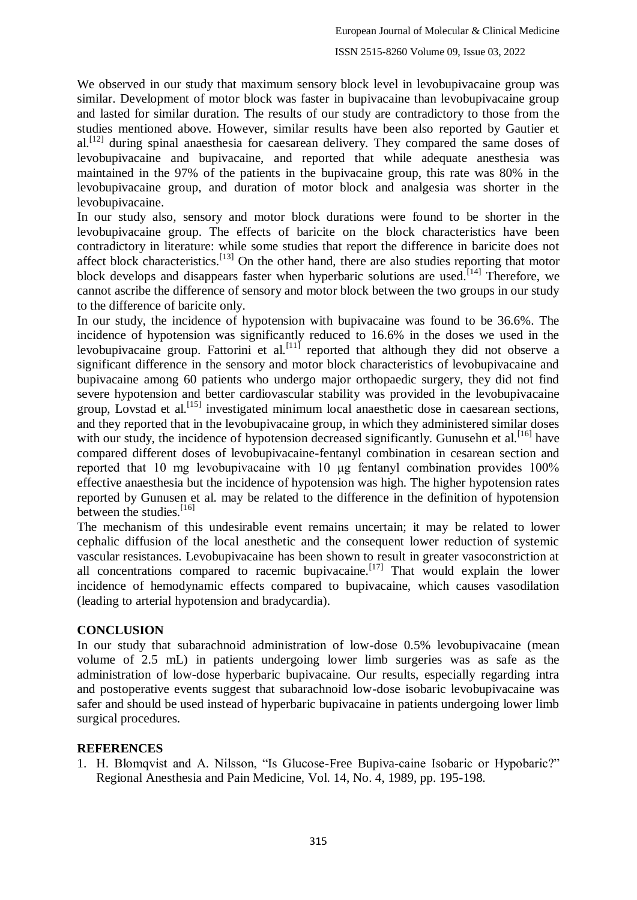We observed in our study that maximum sensory block level in levobupivacaine group was similar. Development of motor block was faster in bupivacaine than levobupivacaine group and lasted for similar duration. The results of our study are contradictory to those from the studies mentioned above. However, similar results have been also reported by Gautier et al.[12] during spinal anaesthesia for caesarean delivery. They compared the same doses of levobupivacaine and bupivacaine, and reported that while adequate anesthesia was maintained in the 97% of the patients in the bupivacaine group, this rate was 80% in the levobupivacaine group, and duration of motor block and analgesia was shorter in the levobupivacaine.

In our study also, sensory and motor block durations were found to be shorter in the levobupivacaine group. The effects of baricite on the block characteristics have been contradictory in literature: while some studies that report the difference in baricite does not affect block characteristics.[13] On the other hand, there are also studies reporting that motor block develops and disappears faster when hyperbaric solutions are used.[14] Therefore, we cannot ascribe the difference of sensory and motor block between the two groups in our study to the difference of baricite only.

In our study, the incidence of hypotension with bupivacaine was found to be 36.6%. The incidence of hypotension was significantly reduced to 16.6% in the doses we used in the levobupivacaine group. Fattorini et al.[11] reported that although they did not observe a significant difference in the sensory and motor block characteristics of levobupivacaine and bupivacaine among 60 patients who undergo major orthopaedic surgery, they did not find severe hypotension and better cardiovascular stability was provided in the levobupivacaine group, Lovstad et al.[15] investigated minimum local anaesthetic dose in caesarean sections, and they reported that in the levobupivacaine group, in which they administered similar doses with our study, the incidence of hypotension decreased significantly. Gunusehn et al.[16] have compared different doses of levobupivacaine-fentanyl combination in cesarean section and reported that 10 mg levobupivacaine with 10 μg fentanyl combination provides 100% effective anaesthesia but the incidence of hypotension was high. The higher hypotension rates reported by Gunusen et al. may be related to the difference in the definition of hypotension between the studies.[16]

The mechanism of this undesirable event remains uncertain; it may be related to lower cephalic diffusion of the local anesthetic and the consequent lower reduction of systemic vascular resistances. Levobupivacaine has been shown to result in greater vasoconstriction at all concentrations compared to racemic bupivacaine.[17] That would explain the lower incidence of hemodynamic effects compared to bupivacaine, which causes vasodilation (leading to arterial hypotension and bradycardia).

## CONCLUSION

In our study that subarachnoid administration of low-dose 0.5% levobupivacaine (mean volume of 2.5 mL) in patients undergoing lower limb surgeries was as safe as the administration of low-dose hyperbaric bupivacaine. Our results, especially regarding intra and postoperative events suggest that subarachnoid low-dose isobaric levobupivacaine was safer and should be used instead of hyperbaric bupivacaine in patients undergoing lower limb surgical procedures.

## REFERENCES

1. H. Blomqvist and A. Nilsson, "Is Glucose-Free Bupiva-caine Isobaric or Hypobaric?" Regional Anesthesia and Pain Medicine, Vol. 14, No. 4, 1989, pp. 195-198.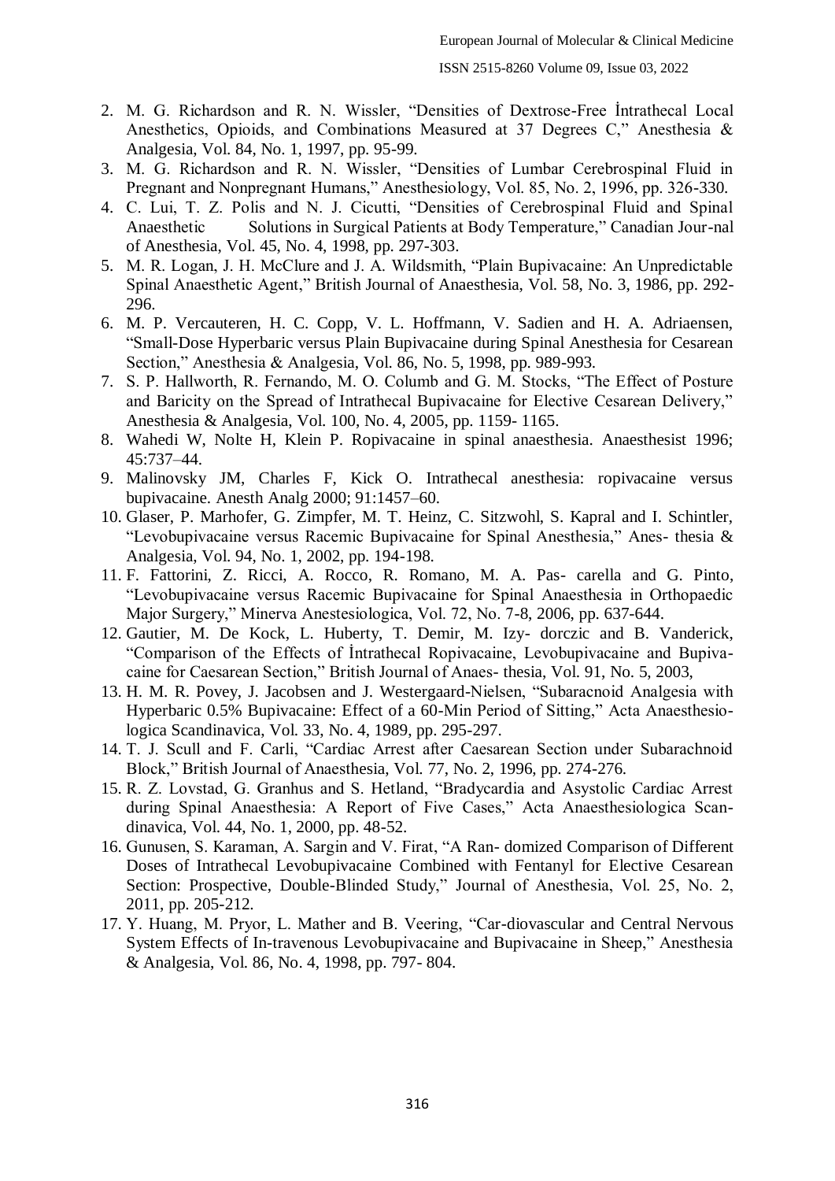2. M. G. Richardson and R. N. Wissler, "Densities of Dextrose-Free İntrathecal Local Anesthetics, Opioids, and Combinations Measured at 37 Degrees C," Anesthesia & Analgesia, Vol. 84, No. 1, 1997, pp. 95-99.
3. M. G. Richardson and R. N. Wissler, "Densities of Lumbar Cerebrospinal Fluid in Pregnant and Nonpregnant Humans," Anesthesiology, Vol. 85, No. 2, 1996, pp. 326-330.
4. C. Lui, T. Z. Polis and N. J. Cicutti, "Densities of Cerebrospinal Fluid and Spinal Anaesthetic Solutions in Surgical Patients at Body Temperature," Canadian Jour-nal of Anesthesia, Vol. 45, No. 4, 1998, pp. 297-303.
5. M. R. Logan, J. H. McClure and J. A. Wildsmith, "Plain Bupivacaine: An Unpredictable Spinal Anaesthetic Agent," British Journal of Anaesthesia, Vol. 58, No. 3, 1986, pp. 292-296.
6. M. P. Vercauteren, H. C. Copp, V. L. Hoffmann, V. Sadien and H. A. Adriaensen, "Small-Dose Hyperbaric versus Plain Bupivacaine during Spinal Anesthesia for Cesarean Section," Anesthesia & Analgesia, Vol. 86, No. 5, 1998, pp. 989-993.
7. S. P. Hallworth, R. Fernando, M. O. Columb and G. M. Stocks, "The Effect of Posture and Baricity on the Spread of Intrathecal Bupivacaine for Elective Cesarean Delivery," Anesthesia & Analgesia, Vol. 100, No. 4, 2005, pp. 1159- 1165.
8. Wahedi W, Nolte H, Klein P. Ropivacaine in spinal anaesthesia. Anaesthesist 1996; 45:737–44.
9. Malinovsky JM, Charles F, Kick O. Intrathecal anesthesia: ropivacaine versus bupivacaine. Anesth Analg 2000; 91:1457–60.
10. Glaser, P. Marhofer, G. Zimpfer, M. T. Heinz, C. Sitzwohl, S. Kapral and I. Schintler, "Levobupivacaine versus Racemic Bupivacaine for Spinal Anesthesia," Anes- thesia & Analgesia, Vol. 94, No. 1, 2002, pp. 194-198.
11. F. Fattorini, Z. Ricci, A. Rocco, R. Romano, M. A. Pas- carella and G. Pinto, "Levobupivacaine versus Racemic Bupivacaine for Spinal Anaesthesia in Orthopaedic Major Surgery," Minerva Anestesiologica, Vol. 72, No. 7-8, 2006, pp. 637-644.
12. Gautier, M. De Kock, L. Huberty, T. Demir, M. Izy- dorczic and B. Vanderick, "Comparison of the Effects of İntrathecal Ropivacaine, Levobupivacaine and Bupiva-caine for Caesarean Section," British Journal of Anaes- thesia, Vol. 91, No. 5, 2003,
13. H. M. R. Povey, J. Jacobsen and J. Westergaard-Nielsen, "Subaracnoid Analgesia with Hyperbaric 0.5% Bupivacaine: Effect of a 60-Min Period of Sitting," Acta Anaesthesio-logica Scandinavica, Vol. 33, No. 4, 1989, pp. 295-297.
14. T. J. Scull and F. Carli, "Cardiac Arrest after Caesarean Section under Subarachnoid Block," British Journal of Anaesthesia, Vol. 77, No. 2, 1996, pp. 274-276.
15. R. Z. Lovstad, G. Granhus and S. Hetland, "Bradycardia and Asystolic Cardiac Arrest during Spinal Anaesthesia: A Report of Five Cases," Acta Anaesthesiologica Scan-dinavica, Vol. 44, No. 1, 2000, pp. 48-52.
16. Gunusen, S. Karaman, A. Sargin and V. Firat, "A Ran- domized Comparison of Different Doses of Intrathecal Levobupivacaine Combined with Fentanyl for Elective Cesarean Section: Prospective, Double-Blinded Study," Journal of Anesthesia, Vol. 25, No. 2, 2011, pp. 205-212.
17. Y. Huang, M. Pryor, L. Mather and B. Veering, "Car-diovascular and Central Nervous System Effects of In-travenous Levobupivacaine and Bupivacaine in Sheep," Anesthesia & Analgesia, Vol. 86, No. 4, 1998, pp. 797- 804.